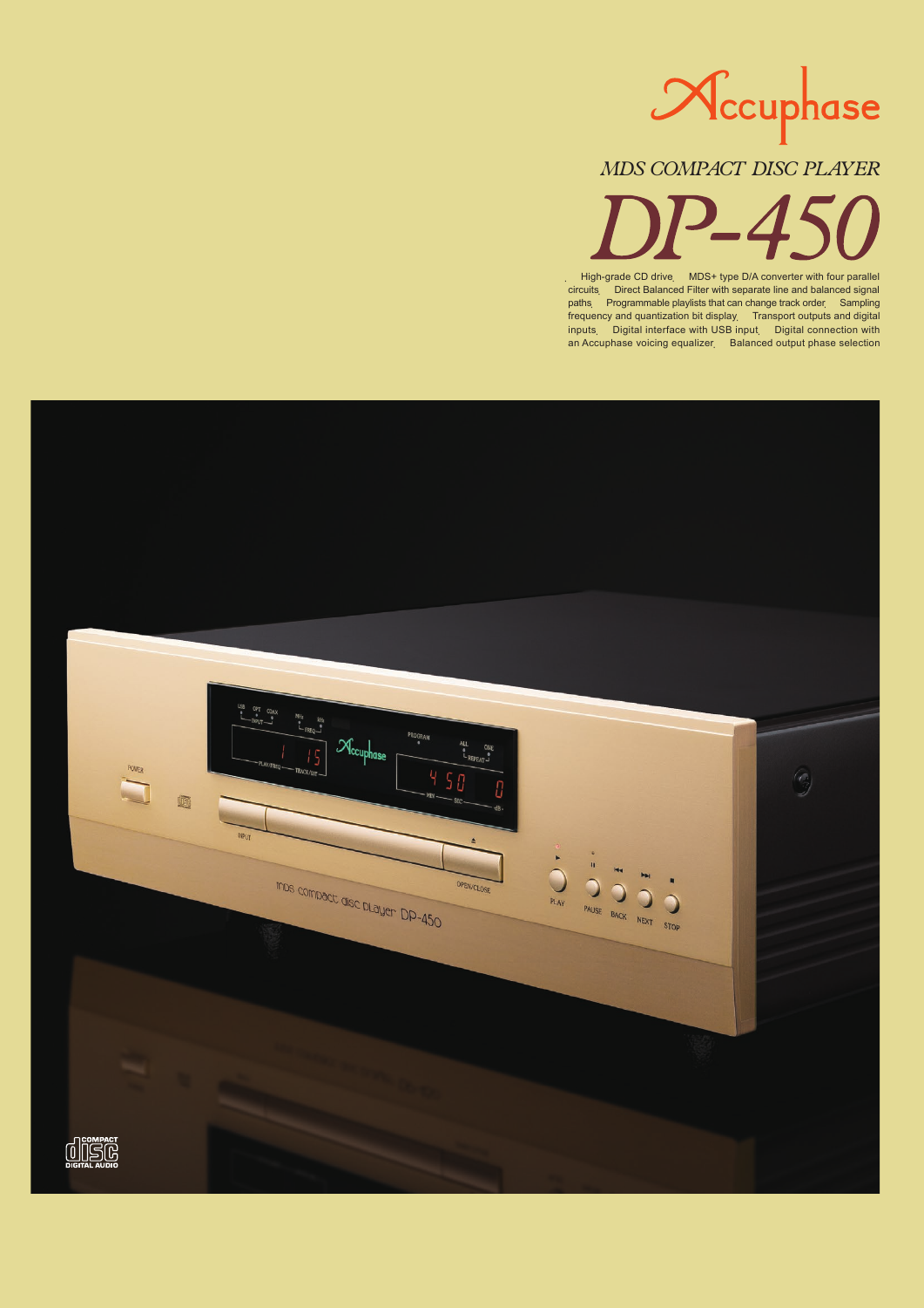Accuphase

*MDS COMPACT DISC PLAYER*

# DP-450

High-grade CD drive MDS+ type D/A converter with four parallel circuits Direct Balanced Filter with separate line and balanced signal paths Programmable playlists that can change track order Sampling frequency and quantization bit display Transport outputs and digital inputs Digital interface with USB input Digital connection with an Accuphase voicing equalizer Balanced output phase selection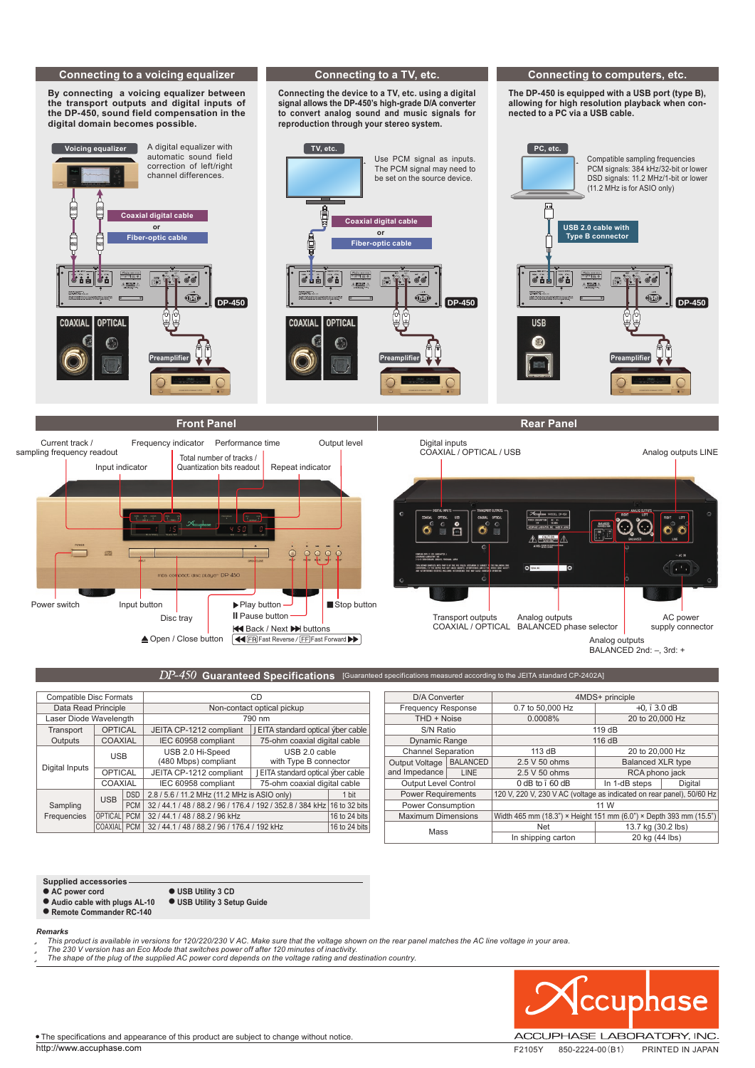## Connecting to a voicing equalizer

**By connecting a voicing equalizer between the transport outputs and digital inputs of the DP-450, sound field compensation in the digital domain becomes possible.**

Voicing equalizer

A digital equalizer with automatic sound field correction of left/right channel differences.

Coaxial digital cable
or
Fiber-optic cable

DP-450

COAXIAL OPTICAL

Preamplifier

## Connecting to a TV, etc.

**Connecting the device to a TV, etc. using a digital signal allows the DP-450's high-grade D/A converter to convert analog sound and music signals for reproduction through your stereo system.**

TV, etc.

Use PCM signal as inputs. The PCM signal may need to be set on the source device.

Coaxial digital cable
or
Fiber-optic cable

DP-450

COAXIAL OPTICAL

Preamplifier

## Connecting to computers, etc.

**The DP-450 is equipped with a USB port (type B), allowing for high resolution playback when connected to a PC via a USB cable.**

PC, etc.

Compatible sampling frequencies
PCM signals: 384 kHz/32-bit or lower
DSD signals: 11.2 MHz/1-bit or lower
(11.2 MHz is for ASIO only)

USB 2.0 cable with Type B connector

DP-450

USB

Preamplifier

## Front Panel

Current track / sampling frequency readout
Frequency indicator
Performance time
Output level
Total number of tracks / Quantization bits readout
Input indicator
Repeat indicator
Power switch
Input button
Disc tray
▶ Play button
II Pause button
■ Stop button
|◀◀ Back / Next ▶▶| buttons
◀◀ (FR) Fast Reverse / (FF) Fast Forward ▶▶
⏏ Open / Close button

## Rear Panel

Digital inputs COAXIAL / OPTICAL / USB
Analog outputs LINE
Transport outputs COAXIAL / OPTICAL
Analog outputs BALANCED phase selector
AC power supply connector
Analog outputs BALANCED 2nd: –, 3rd: +

## DP-450 Guaranteed Specifications

[Guaranteed specifications measured according to the JEITA standard CP-2402A]

| | | | | |
|---|---|---|---|---|
| Compatible Disc Formats | | CD | | |
| Data Read Principle | | Non-contact optical pickup | | |
| Laser Diode Wavelength | | 790 nm | | |
| Transport Outputs | OPTICAL | JEITA CP-1212 compliant | JEITA standard optical fiber cable | |
| | COAXIAL | IEC 60958 compliant | 75-ohm coaxial digital cable | |
| Digital Inputs | USB | USB 2.0 Hi-Speed (480 Mbps) compliant | USB 2.0 cable with Type B connector | |
| | OPTICAL | JEITA CP-1212 compliant | JEITA standard optical fiber cable | |
| | COAXIAL | IEC 60958 compliant | 75-ohm coaxial digital cable | |
| Sampling Frequencies | USB DSD | 2.8 / 5.6 / 11.2 MHz (11.2 MHz is ASIO only) | | 1 bit |
| | USB PCM | 32 / 44.1 / 48 / 88.2 / 96 / 176.4 / 192 / 352.8 / 384 kHz | | 16 to 32 bits |
| | OPTICAL PCM | 32 / 44.1 / 48 / 88.2 / 96 kHz | | 16 to 24 bits |
| | COAXIAL PCM | 32 / 44.1 / 48 / 88.2 / 96 / 176.4 / 192 kHz | | 16 to 24 bits |

| | | | |
|---|---|---|---|
| D/A Converter | | 4MDS+ principle | |
| Frequency Response | | 0.7 to 50,000 Hz | +0, –3.0 dB |
| THD + Noise | | 0.0008% | 20 to 20,000 Hz |
| S/N Ratio | | 119 dB | |
| Dynamic Range | | 116 dB | |
| Channel Separation | | 113 dB | 20 to 20,000 Hz |
| Output Voltage and Impedance | BALANCED | 2.5 V 50 ohms | Balanced XLR type |
| | LINE | 2.5 V 50 ohms | RCA phono jack |
| Output Level Control | | 0 dB to –60 dB | In 1-dB steps / Digital |
| Power Requirements | | 120 V, 220 V, 230 V AC (voltage as indicated on rear panel), 50/60 Hz | |
| Power Consumption | | 11 W | |
| Maximum Dimensions | | Width 465 mm (18.3") × Height 151 mm (6.0") × Depth 393 mm (15.5") | |
| Mass | Net | 13.7 kg (30.2 lbs) | |
| | In shipping carton | 20 kg (44 lbs) | |

**Supplied accessories**

- **AC power cord**
- **Audio cable with plugs AL-10**
- **Remote Commander RC-140**
- **USB Utility 3 CD**
- **USB Utility 3 Setup Guide**

***Remarks***

- *This product is available in versions for 120/220/230 V AC. Make sure that the voltage shown on the rear panel matches the AC line voltage in your area.*
- *The 230 V version has an Eco Mode that switches power off after 120 minutes of inactivity.*
- *The shape of the plug of the supplied AC power cord depends on the voltage rating and destination country.*

● The specifications and appearance of this product are subject to change without notice.
http://www.accuphase.com

Accuphase
ACCUPHASE LABORATORY, INC.
F2105Y 850-2224-00 (B1) PRINTED IN JAPAN